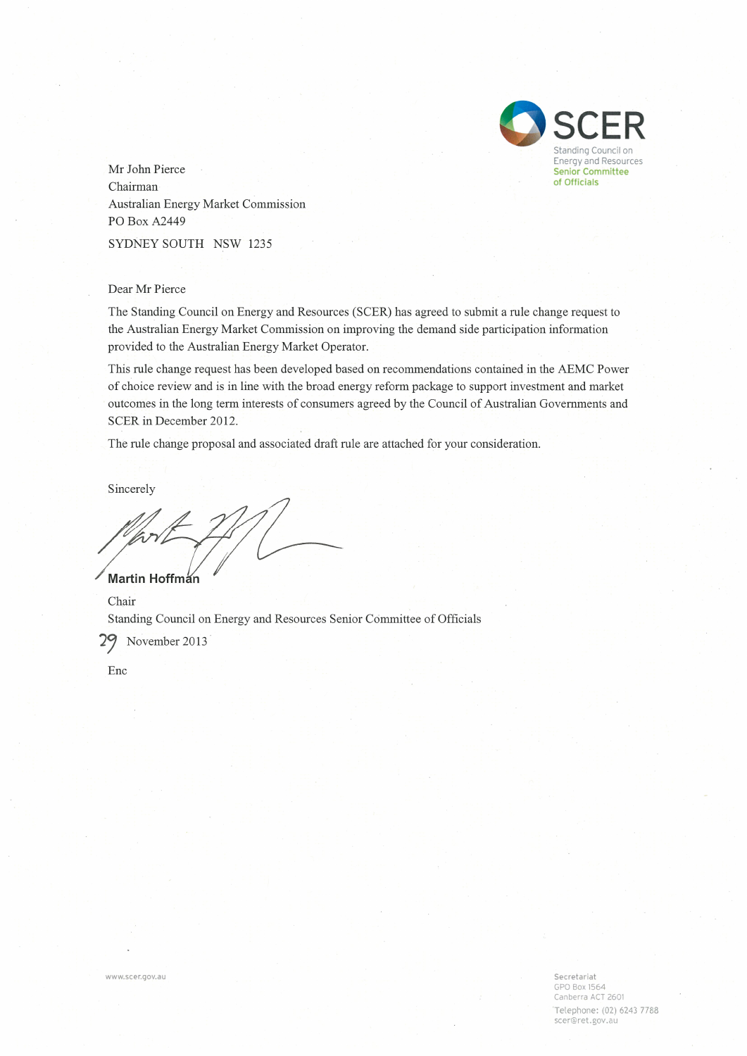**SCER**
Standing Council on Energy and Resources
Senior Committee of Officials

Mr John Pierce
Chairman
Australian Energy Market Commission
PO Box A2449
SYDNEY SOUTH NSW 1235

Dear Mr Pierce

The Standing Council on Energy and Resources (SCER) has agreed to submit a rule change request to the Australian Energy Market Commission on improving the demand side participation information provided to the Australian Energy Market Operator.

This rule change request has been developed based on recommendations contained in the AEMC Power of choice review and is in line with the broad energy reform package to support investment and market outcomes in the long term interests of consumers agreed by the Council of Australian Governments and SCER in December 2012.

The rule change proposal and associated draft rule are attached for your consideration.

Sincerely

**Martin Hoffman**
Chair
Standing Council on Energy and Resources Senior Committee of Officials

29 November 2013

Enc

www.scer.gov.au

Secretariat
GPO Box 1564
Canberra ACT 2601
Telephone: (02) 6243 7788
scer@ret.gov.au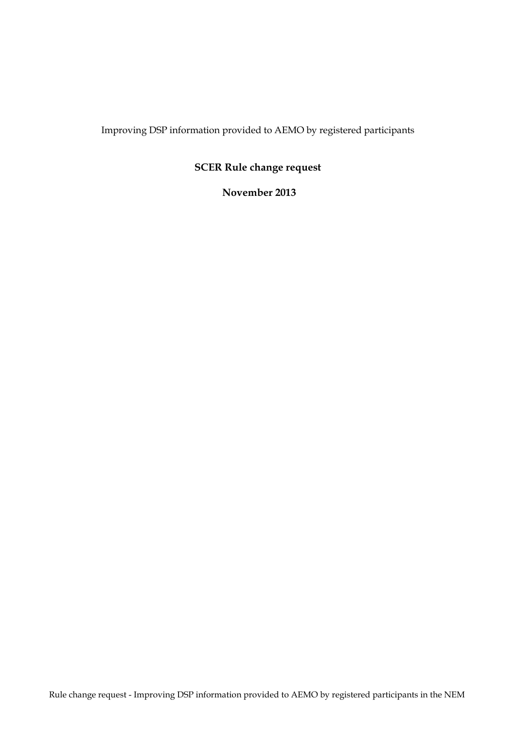Improving DSP information provided to AEMO by registered participants

**SCER Rule change request**

**November 2013**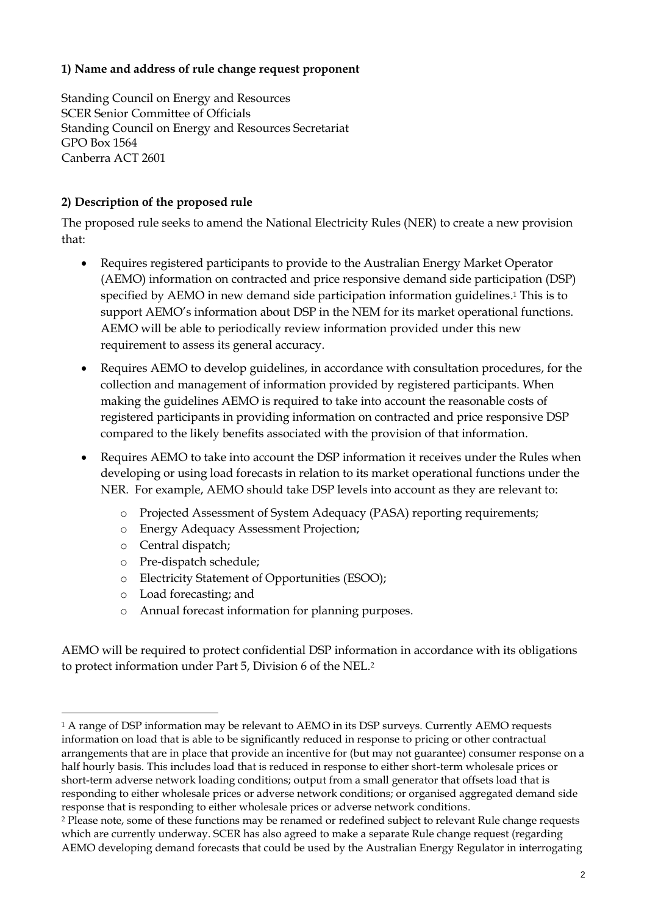**1) Name and address of rule change request proponent**

Standing Council on Energy and Resources
SCER Senior Committee of Officials
Standing Council on Energy and Resources Secretariat
GPO Box 1564
Canberra ACT 2601

**2) Description of the proposed rule**

The proposed rule seeks to amend the National Electricity Rules (NER) to create a new provision that:

- Requires registered participants to provide to the Australian Energy Market Operator (AEMO) information on contracted and price responsive demand side participation (DSP) specified by AEMO in new demand side participation information guidelines.[1] This is to support AEMO's information about DSP in the NEM for its market operational functions. AEMO will be able to periodically review information provided under this new requirement to assess its general accuracy.
- Requires AEMO to develop guidelines, in accordance with consultation procedures, for the collection and management of information provided by registered participants. When making the guidelines AEMO is required to take into account the reasonable costs of registered participants in providing information on contracted and price responsive DSP compared to the likely benefits associated with the provision of that information.
- Requires AEMO to take into account the DSP information it receives under the Rules when developing or using load forecasts in relation to its market operational functions under the NER. For example, AEMO should take DSP levels into account as they are relevant to:
  - Projected Assessment of System Adequacy (PASA) reporting requirements;
  - Energy Adequacy Assessment Projection;
  - Central dispatch;
  - Pre-dispatch schedule;
  - Electricity Statement of Opportunities (ESOO);
  - Load forecasting; and
  - Annual forecast information for planning purposes.

AEMO will be required to protect confidential DSP information in accordance with its obligations to protect information under Part 5, Division 6 of the NEL.[2]

---

[1] A range of DSP information may be relevant to AEMO in its DSP surveys. Currently AEMO requests information on load that is able to be significantly reduced in response to pricing or other contractual arrangements that are in place that provide an incentive for (but may not guarantee) consumer response on a half hourly basis. This includes load that is reduced in response to either short-term wholesale prices or short-term adverse network loading conditions; output from a small generator that offsets load that is responding to either wholesale prices or adverse network conditions; or organised aggregated demand side response that is responding to either wholesale prices or adverse network conditions.

[2] Please note, some of these functions may be renamed or redefined subject to relevant Rule change requests which are currently underway. SCER has also agreed to make a separate Rule change request (regarding AEMO developing demand forecasts that could be used by the Australian Energy Regulator in interrogating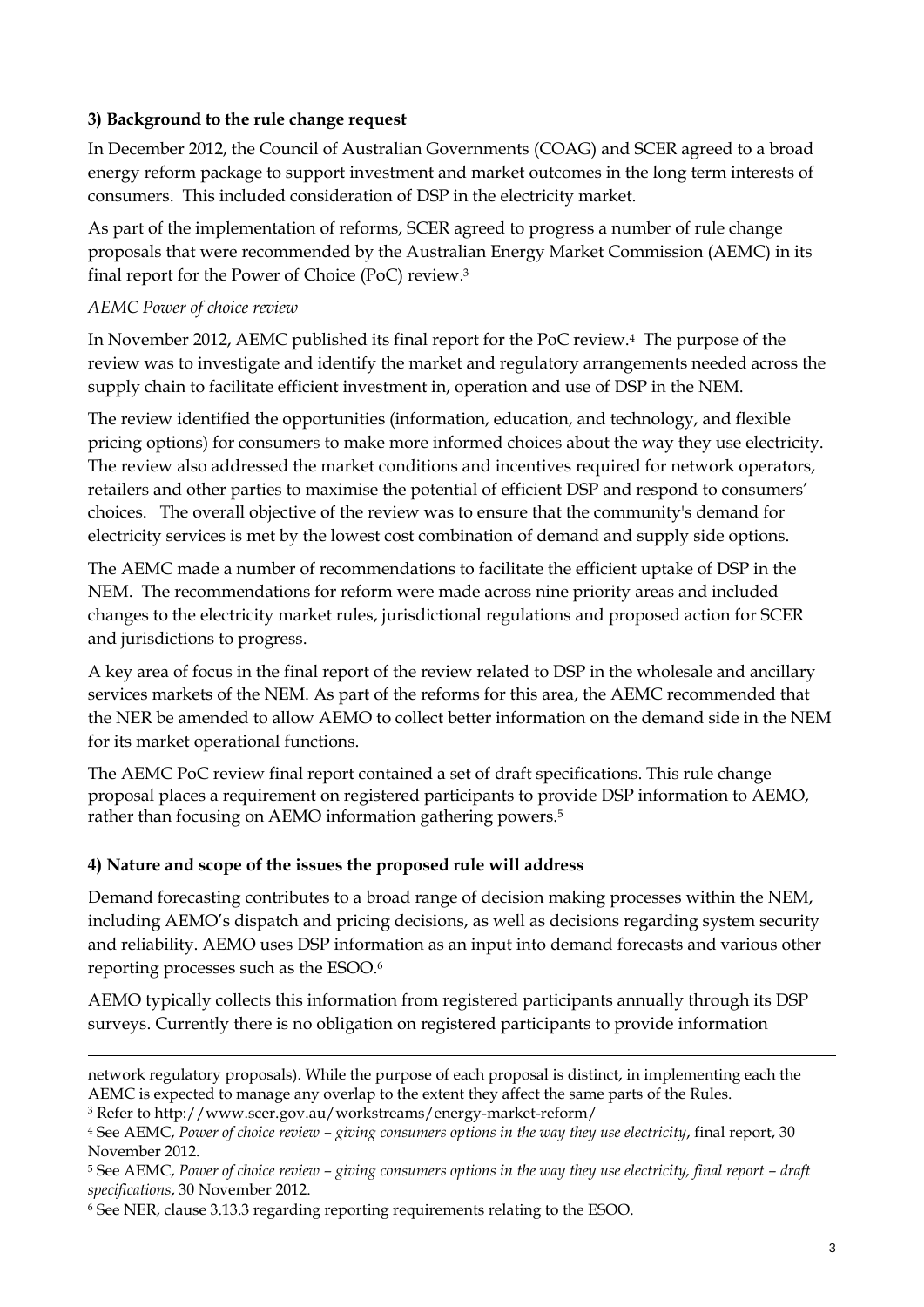**3) Background to the rule change request**

In December 2012, the Council of Australian Governments (COAG) and SCER agreed to a broad energy reform package to support investment and market outcomes in the long term interests of consumers. This included consideration of DSP in the electricity market.

As part of the implementation of reforms, SCER agreed to progress a number of rule change proposals that were recommended by the Australian Energy Market Commission (AEMC) in its final report for the Power of Choice (PoC) review.[3]

*AEMC Power of choice review*

In November 2012, AEMC published its final report for the PoC review.[4] The purpose of the review was to investigate and identify the market and regulatory arrangements needed across the supply chain to facilitate efficient investment in, operation and use of DSP in the NEM.

The review identified the opportunities (information, education, and technology, and flexible pricing options) for consumers to make more informed choices about the way they use electricity. The review also addressed the market conditions and incentives required for network operators, retailers and other parties to maximise the potential of efficient DSP and respond to consumers' choices. The overall objective of the review was to ensure that the community's demand for electricity services is met by the lowest cost combination of demand and supply side options.

The AEMC made a number of recommendations to facilitate the efficient uptake of DSP in the NEM. The recommendations for reform were made across nine priority areas and included changes to the electricity market rules, jurisdictional regulations and proposed action for SCER and jurisdictions to progress.

A key area of focus in the final report of the review related to DSP in the wholesale and ancillary services markets of the NEM. As part of the reforms for this area, the AEMC recommended that the NER be amended to allow AEMO to collect better information on the demand side in the NEM for its market operational functions.

The AEMC PoC review final report contained a set of draft specifications. This rule change proposal places a requirement on registered participants to provide DSP information to AEMO, rather than focusing on AEMO information gathering powers.[5]

**4) Nature and scope of the issues the proposed rule will address**

Demand forecasting contributes to a broad range of decision making processes within the NEM, including AEMO's dispatch and pricing decisions, as well as decisions regarding system security and reliability. AEMO uses DSP information as an input into demand forecasts and various other reporting processes such as the ESOO.[6]

AEMO typically collects this information from registered participants annually through its DSP surveys. Currently there is no obligation on registered participants to provide information

---

network regulatory proposals). While the purpose of each proposal is distinct, in implementing each the AEMC is expected to manage any overlap to the extent they affect the same parts of the Rules.

[3] Refer to http://www.scer.gov.au/workstreams/energy-market-reform/

[4] See AEMC, *Power of choice review – giving consumers options in the way they use electricity*, final report, 30 November 2012.

[5] See AEMC, *Power of choice review – giving consumers options in the way they use electricity, final report – draft specifications*, 30 November 2012.

[6] See NER, clause 3.13.3 regarding reporting requirements relating to the ESOO.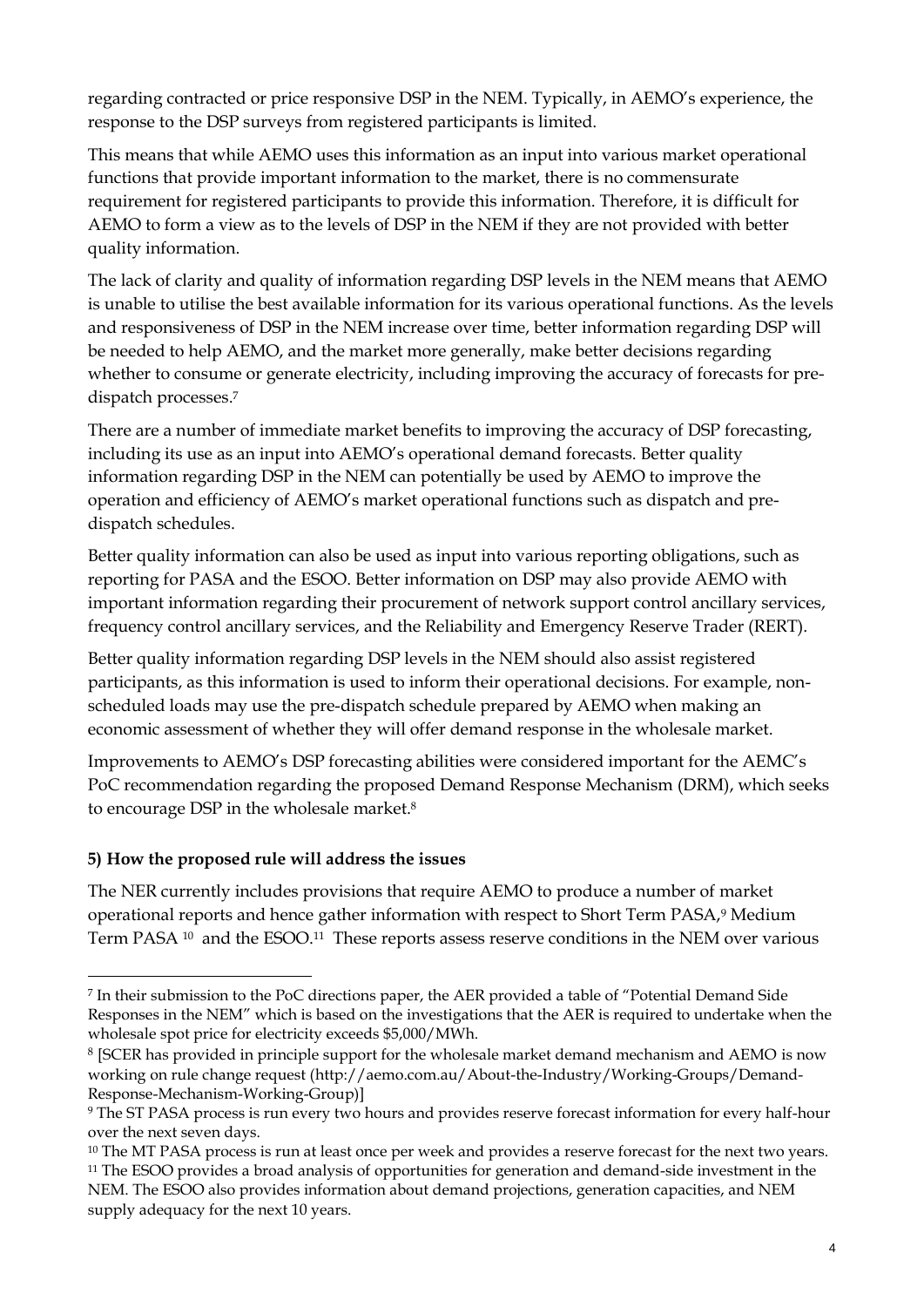regarding contracted or price responsive DSP in the NEM. Typically, in AEMO's experience, the response to the DSP surveys from registered participants is limited.

This means that while AEMO uses this information as an input into various market operational functions that provide important information to the market, there is no commensurate requirement for registered participants to provide this information. Therefore, it is difficult for AEMO to form a view as to the levels of DSP in the NEM if they are not provided with better quality information.

The lack of clarity and quality of information regarding DSP levels in the NEM means that AEMO is unable to utilise the best available information for its various operational functions. As the levels and responsiveness of DSP in the NEM increase over time, better information regarding DSP will be needed to help AEMO, and the market more generally, make better decisions regarding whether to consume or generate electricity, including improving the accuracy of forecasts for pre-dispatch processes.[7]

There are a number of immediate market benefits to improving the accuracy of DSP forecasting, including its use as an input into AEMO's operational demand forecasts. Better quality information regarding DSP in the NEM can potentially be used by AEMO to improve the operation and efficiency of AEMO's market operational functions such as dispatch and pre-dispatch schedules.

Better quality information can also be used as input into various reporting obligations, such as reporting for PASA and the ESOO. Better information on DSP may also provide AEMO with important information regarding their procurement of network support control ancillary services, frequency control ancillary services, and the Reliability and Emergency Reserve Trader (RERT).

Better quality information regarding DSP levels in the NEM should also assist registered participants, as this information is used to inform their operational decisions. For example, non-scheduled loads may use the pre-dispatch schedule prepared by AEMO when making an economic assessment of whether they will offer demand response in the wholesale market.

Improvements to AEMO's DSP forecasting abilities were considered important for the AEMC's PoC recommendation regarding the proposed Demand Response Mechanism (DRM), which seeks to encourage DSP in the wholesale market.[8]

**5) How the proposed rule will address the issues**

The NER currently includes provisions that require AEMO to produce a number of market operational reports and hence gather information with respect to Short Term PASA,[9] Medium Term PASA [10] and the ESOO.[11] These reports assess reserve conditions in the NEM over various

---

[7] In their submission to the PoC directions paper, the AER provided a table of "Potential Demand Side Responses in the NEM" which is based on the investigations that the AER is required to undertake when the wholesale spot price for electricity exceeds $5,000/MWh.

[8] [SCER has provided in principle support for the wholesale market demand mechanism and AEMO is now working on rule change request (http://aemo.com.au/About-the-Industry/Working-Groups/Demand-Response-Mechanism-Working-Group)]

[9] The ST PASA process is run every two hours and provides reserve forecast information for every half-hour over the next seven days.

[10] The MT PASA process is run at least once per week and provides a reserve forecast for the next two years.

[11] The ESOO provides a broad analysis of opportunities for generation and demand-side investment in the NEM. The ESOO also provides information about demand projections, generation capacities, and NEM supply adequacy for the next 10 years.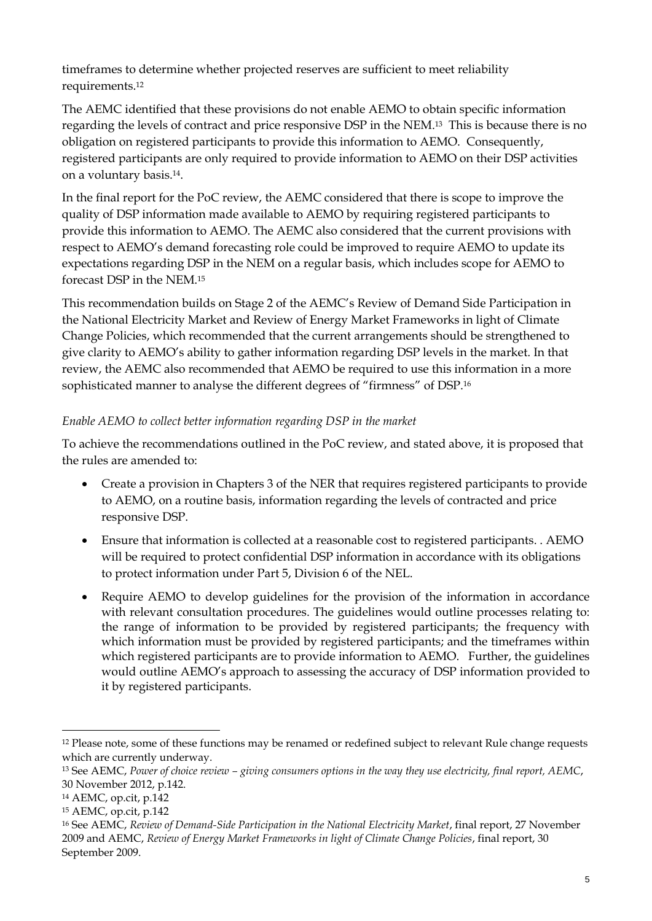timeframes to determine whether projected reserves are sufficient to meet reliability requirements.[12]

The AEMC identified that these provisions do not enable AEMO to obtain specific information regarding the levels of contract and price responsive DSP in the NEM.[13] This is because there is no obligation on registered participants to provide this information to AEMO. Consequently, registered participants are only required to provide information to AEMO on their DSP activities on a voluntary basis.[14].

In the final report for the PoC review, the AEMC considered that there is scope to improve the quality of DSP information made available to AEMO by requiring registered participants to provide this information to AEMO. The AEMC also considered that the current provisions with respect to AEMO's demand forecasting role could be improved to require AEMO to update its expectations regarding DSP in the NEM on a regular basis, which includes scope for AEMO to forecast DSP in the NEM.[15]

This recommendation builds on Stage 2 of the AEMC's Review of Demand Side Participation in the National Electricity Market and Review of Energy Market Frameworks in light of Climate Change Policies, which recommended that the current arrangements should be strengthened to give clarity to AEMO's ability to gather information regarding DSP levels in the market. In that review, the AEMC also recommended that AEMO be required to use this information in a more sophisticated manner to analyse the different degrees of "firmness" of DSP.[16]

*Enable AEMO to collect better information regarding DSP in the market*

To achieve the recommendations outlined in the PoC review, and stated above, it is proposed that the rules are amended to:

- Create a provision in Chapters 3 of the NER that requires registered participants to provide to AEMO, on a routine basis, information regarding the levels of contracted and price responsive DSP.
- Ensure that information is collected at a reasonable cost to registered participants. . AEMO will be required to protect confidential DSP information in accordance with its obligations to protect information under Part 5, Division 6 of the NEL.
- Require AEMO to develop guidelines for the provision of the information in accordance with relevant consultation procedures. The guidelines would outline processes relating to: the range of information to be provided by registered participants; the frequency with which information must be provided by registered participants; and the timeframes within which registered participants are to provide information to AEMO. Further, the guidelines would outline AEMO's approach to assessing the accuracy of DSP information provided to it by registered participants.

---

[12] Please note, some of these functions may be renamed or redefined subject to relevant Rule change requests which are currently underway.

[13] See AEMC, *Power of choice review – giving consumers options in the way they use electricity, final report, AEMC*, 30 November 2012, p.142.

[14] AEMC, op.cit, p.142

[15] AEMC, op.cit, p.142

[16] See AEMC, *Review of Demand-Side Participation in the National Electricity Market*, final report, 27 November 2009 and AEMC, *Review of Energy Market Frameworks in light of Climate Change Policies*, final report, 30 September 2009.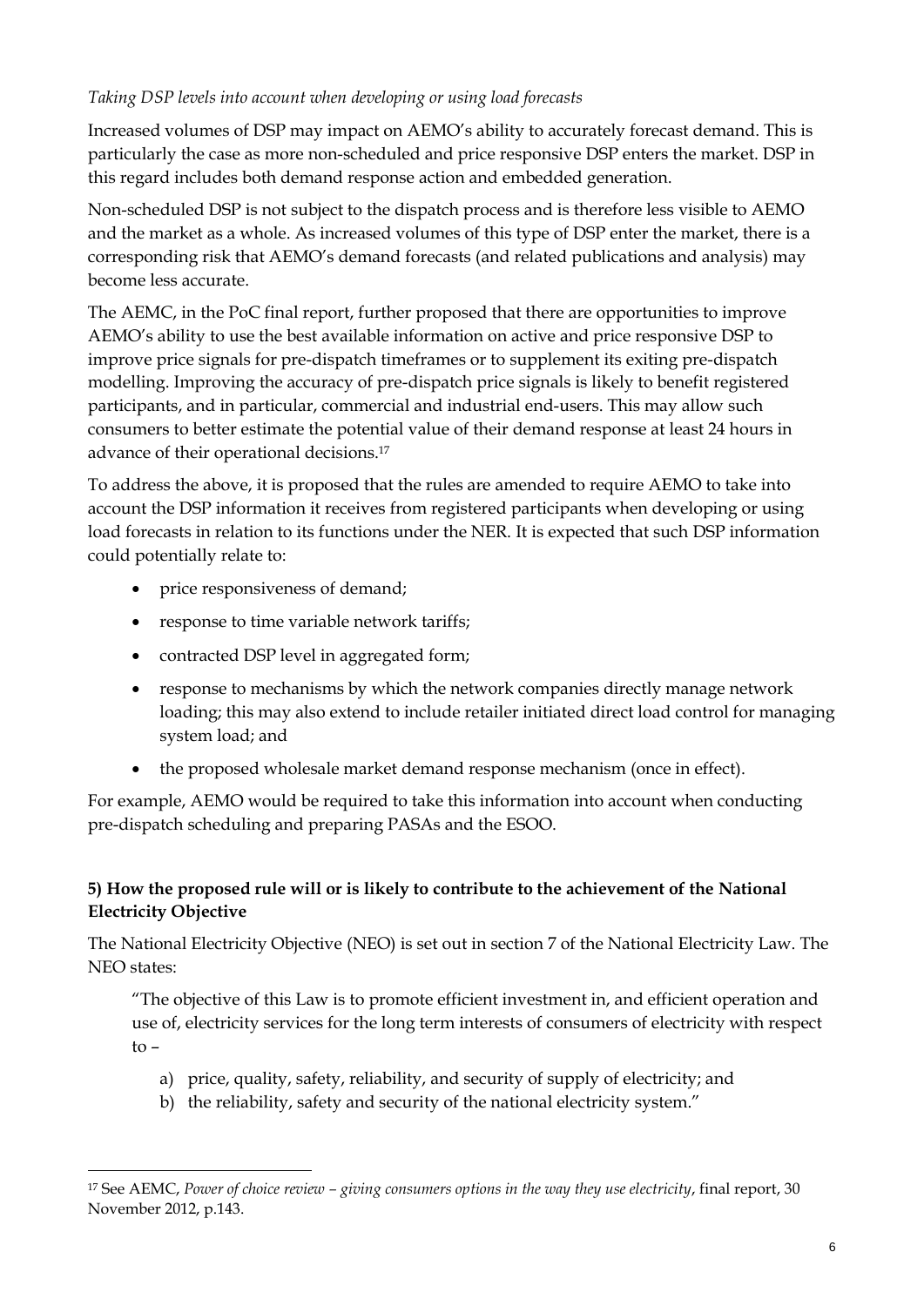*Taking DSP levels into account when developing or using load forecasts*

Increased volumes of DSP may impact on AEMO's ability to accurately forecast demand. This is particularly the case as more non-scheduled and price responsive DSP enters the market. DSP in this regard includes both demand response action and embedded generation.

Non-scheduled DSP is not subject to the dispatch process and is therefore less visible to AEMO and the market as a whole. As increased volumes of this type of DSP enter the market, there is a corresponding risk that AEMO's demand forecasts (and related publications and analysis) may become less accurate.

The AEMC, in the PoC final report, further proposed that there are opportunities to improve AEMO's ability to use the best available information on active and price responsive DSP to improve price signals for pre-dispatch timeframes or to supplement its exiting pre-dispatch modelling. Improving the accuracy of pre-dispatch price signals is likely to benefit registered participants, and in particular, commercial and industrial end-users. This may allow such consumers to better estimate the potential value of their demand response at least 24 hours in advance of their operational decisions.[17]

To address the above, it is proposed that the rules are amended to require AEMO to take into account the DSP information it receives from registered participants when developing or using load forecasts in relation to its functions under the NER. It is expected that such DSP information could potentially relate to:

- price responsiveness of demand;
- response to time variable network tariffs;
- contracted DSP level in aggregated form;
- response to mechanisms by which the network companies directly manage network loading; this may also extend to include retailer initiated direct load control for managing system load; and
- the proposed wholesale market demand response mechanism (once in effect).

For example, AEMO would be required to take this information into account when conducting pre-dispatch scheduling and preparing PASAs and the ESOO.

**5) How the proposed rule will or is likely to contribute to the achievement of the National Electricity Objective**

The National Electricity Objective (NEO) is set out in section 7 of the National Electricity Law. The NEO states:

> "The objective of this Law is to promote efficient investment in, and efficient operation and use of, electricity services for the long term interests of consumers of electricity with respect to –
>
> a) price, quality, safety, reliability, and security of supply of electricity; and
> b) the reliability, safety and security of the national electricity system."

[17] See AEMC, *Power of choice review – giving consumers options in the way they use electricity*, final report, 30 November 2012, p.143.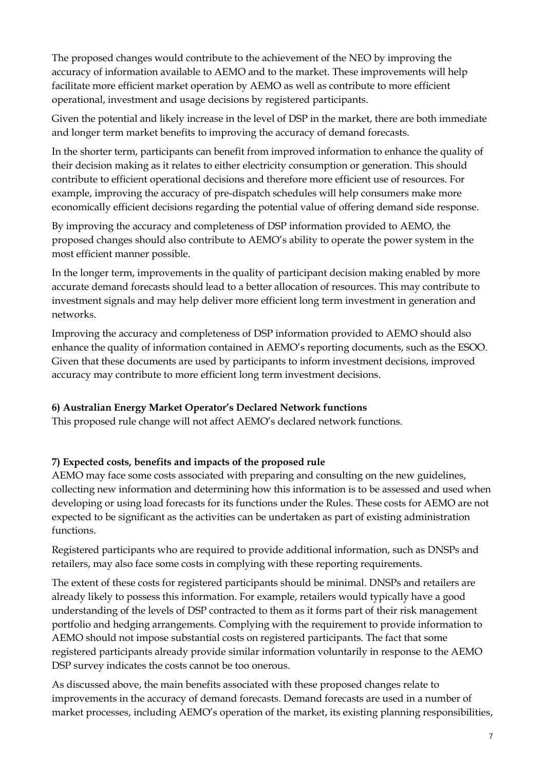The proposed changes would contribute to the achievement of the NEO by improving the accuracy of information available to AEMO and to the market. These improvements will help facilitate more efficient market operation by AEMO as well as contribute to more efficient operational, investment and usage decisions by registered participants.

Given the potential and likely increase in the level of DSP in the market, there are both immediate and longer term market benefits to improving the accuracy of demand forecasts.

In the shorter term, participants can benefit from improved information to enhance the quality of their decision making as it relates to either electricity consumption or generation. This should contribute to efficient operational decisions and therefore more efficient use of resources. For example, improving the accuracy of pre-dispatch schedules will help consumers make more economically efficient decisions regarding the potential value of offering demand side response.

By improving the accuracy and completeness of DSP information provided to AEMO, the proposed changes should also contribute to AEMO's ability to operate the power system in the most efficient manner possible.

In the longer term, improvements in the quality of participant decision making enabled by more accurate demand forecasts should lead to a better allocation of resources. This may contribute to investment signals and may help deliver more efficient long term investment in generation and networks.

Improving the accuracy and completeness of DSP information provided to AEMO should also enhance the quality of information contained in AEMO's reporting documents, such as the ESOO. Given that these documents are used by participants to inform investment decisions, improved accuracy may contribute to more efficient long term investment decisions.

**6) Australian Energy Market Operator's Declared Network functions**

This proposed rule change will not affect AEMO's declared network functions.

**7) Expected costs, benefits and impacts of the proposed rule**

AEMO may face some costs associated with preparing and consulting on the new guidelines, collecting new information and determining how this information is to be assessed and used when developing or using load forecasts for its functions under the Rules. These costs for AEMO are not expected to be significant as the activities can be undertaken as part of existing administration functions.

Registered participants who are required to provide additional information, such as DNSPs and retailers, may also face some costs in complying with these reporting requirements.

The extent of these costs for registered participants should be minimal. DNSPs and retailers are already likely to possess this information. For example, retailers would typically have a good understanding of the levels of DSP contracted to them as it forms part of their risk management portfolio and hedging arrangements. Complying with the requirement to provide information to AEMO should not impose substantial costs on registered participants. The fact that some registered participants already provide similar information voluntarily in response to the AEMO DSP survey indicates the costs cannot be too onerous.

As discussed above, the main benefits associated with these proposed changes relate to improvements in the accuracy of demand forecasts. Demand forecasts are used in a number of market processes, including AEMO's operation of the market, its existing planning responsibilities,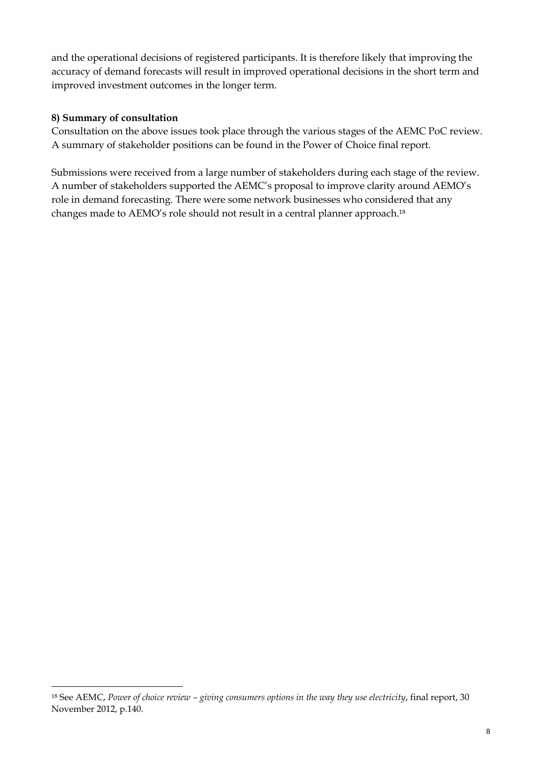and the operational decisions of registered participants. It is therefore likely that improving the accuracy of demand forecasts will result in improved operational decisions in the short term and improved investment outcomes in the longer term.

**8) Summary of consultation**

Consultation on the above issues took place through the various stages of the AEMC PoC review. A summary of stakeholder positions can be found in the Power of Choice final report.

Submissions were received from a large number of stakeholders during each stage of the review. A number of stakeholders supported the AEMC's proposal to improve clarity around AEMO's role in demand forecasting. There were some network businesses who considered that any changes made to AEMO's role should not result in a central planner approach.[18]

---

[18] See AEMC, *Power of choice review – giving consumers options in the way they use electricity*, final report, 30 November 2012, p.140.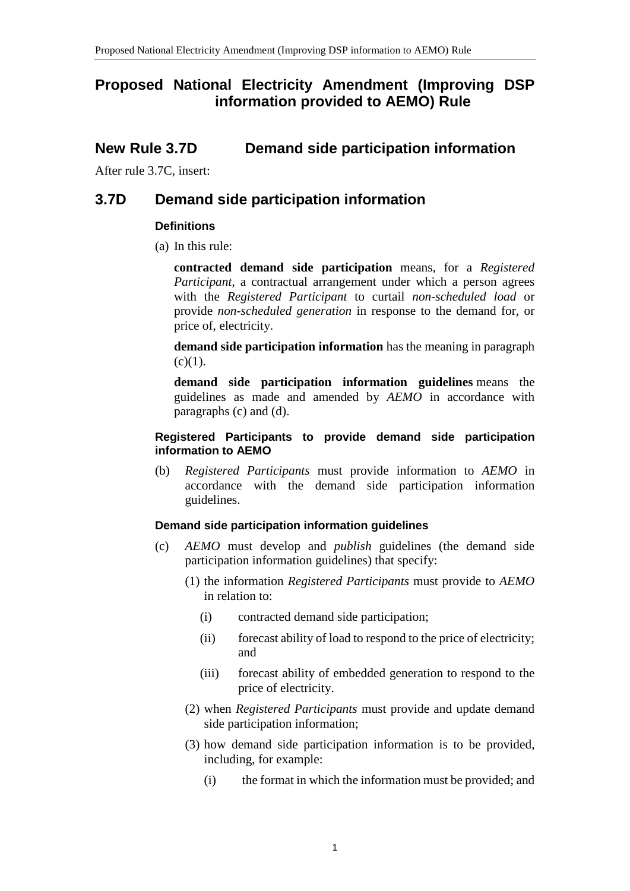# Proposed National Electricity Amendment (Improving DSP information provided to AEMO) Rule

## New Rule 3.7D Demand side participation information

After rule 3.7C, insert:

## 3.7D Demand side participation information

### Definitions

(a) In this rule:

**contracted demand side participation** means, for a *Registered Participant*, a contractual arrangement under which a person agrees with the *Registered Participant* to curtail *non-scheduled load* or provide *non-scheduled generation* in response to the demand for, or price of, electricity.

**demand side participation information** has the meaning in paragraph (c)(1).

**demand side participation information guidelines** means the guidelines as made and amended by *AEMO* in accordance with paragraphs (c) and (d).

### Registered Participants to provide demand side participation information to AEMO

(b) *Registered Participants* must provide information to *AEMO* in accordance with the demand side participation information guidelines.

### Demand side participation information guidelines

(c) *AEMO* must develop and *publish* guidelines (the demand side participation information guidelines) that specify:

(1) the information *Registered Participants* must provide to *AEMO* in relation to:

(i) contracted demand side participation;

(ii) forecast ability of load to respond to the price of electricity; and

(iii) forecast ability of embedded generation to respond to the price of electricity.

(2) when *Registered Participants* must provide and update demand side participation information;

(3) how demand side participation information is to be provided, including, for example:

(i) the format in which the information must be provided; and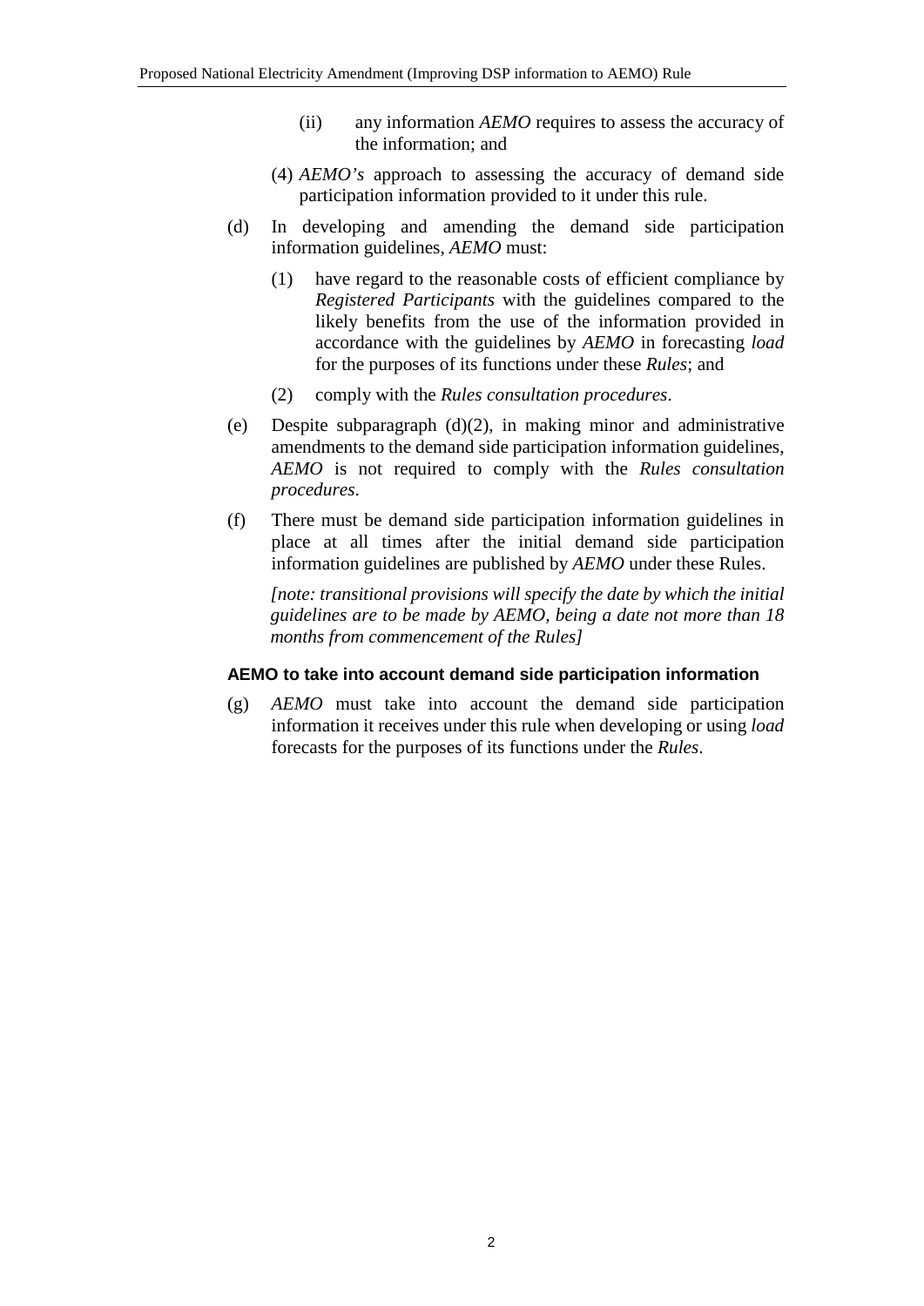(ii) any information *AEMO* requires to assess the accuracy of the information; and

(4) *AEMO's* approach to assessing the accuracy of demand side participation information provided to it under this rule.

(d) In developing and amending the demand side participation information guidelines, *AEMO* must:

(1) have regard to the reasonable costs of efficient compliance by *Registered Participants* with the guidelines compared to the likely benefits from the use of the information provided in accordance with the guidelines by *AEMO* in forecasting *load* for the purposes of its functions under these *Rules*; and

(2) comply with the *Rules consultation procedures*.

(e) Despite subparagraph (d)(2), in making minor and administrative amendments to the demand side participation information guidelines, *AEMO* is not required to comply with the *Rules consultation procedures*.

(f) There must be demand side participation information guidelines in place at all times after the initial demand side participation information guidelines are published by *AEMO* under these Rules.

*[note: transitional provisions will specify the date by which the initial guidelines are to be made by AEMO, being a date not more than 18 months from commencement of the Rules]*

**AEMO to take into account demand side participation information**

(g) *AEMO* must take into account the demand side participation information it receives under this rule when developing or using *load* forecasts for the purposes of its functions under the *Rules*.